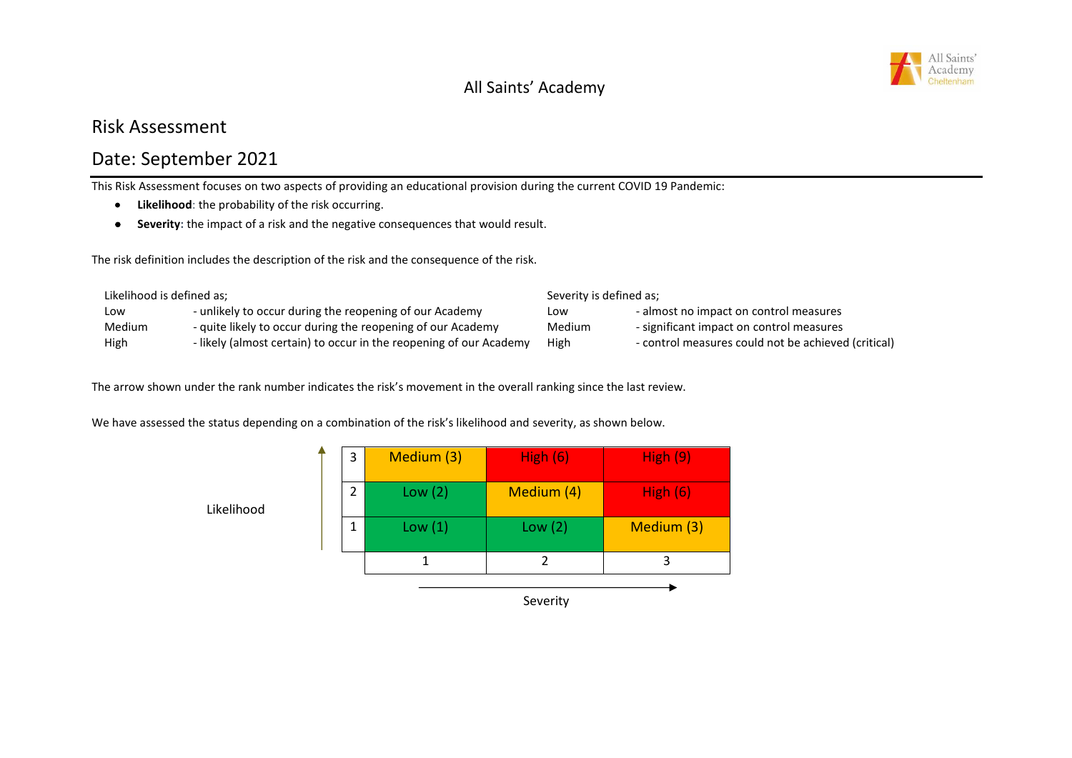# All Saints' Academy

## Risk Assessment

## Date: September 2021

This Risk Assessment focuses on two aspects of providing an educational provision during the current COVID 19 Pandemic:

- **Likelihood**: the probability of the risk occurring.
- **Severity**: the impact of a risk and the negative consequences that would result.

The risk definition includes the description of the risk and the consequence of the risk.

Likelihood is defined as;

| | |
|---|---|
| Low | - unlikely to occur during the reopening of our Academy |
| Medium | - quite likely to occur during the reopening of our Academy |
| High | - likely (almost certain) to occur in the reopening of our Academy |

Severity is defined as;

| | |
|---|---|
| Low | - almost no impact on control measures |
| Medium | - significant impact on control measures |
| High | - control measures could not be achieved (critical) |

The arrow shown under the rank number indicates the risk's movement in the overall ranking since the last review.

We have assessed the status depending on a combination of the risk's likelihood and severity, as shown below.

| Likelihood | 1 | 2 | 3 |
|---|---|---|---|
| 3 | Medium (3) | High (6) | High (9) |
| 2 | Low (2) | Medium (4) | High (6) |
| 1 | Low (1) | Low (2) | Medium (3) |

Severity (columns 1–3)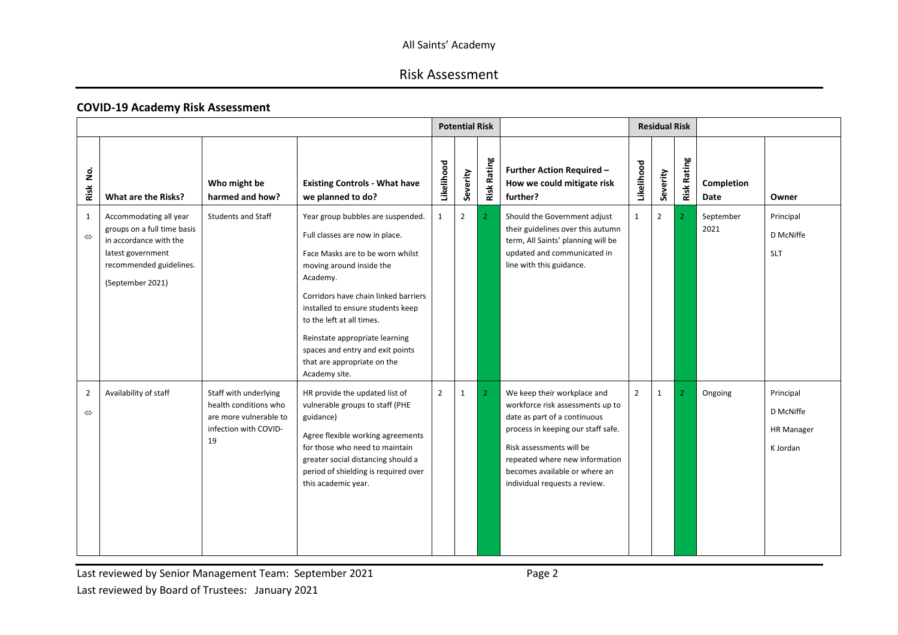## COVID-19 Academy Risk Assessment

| | | | | Potential Risk | | | | Residual Risk | | | | |
|---|---|---|---|---|---|---|---|---|---|---|---|---|
| Risk No. | What are the Risks? | Who might be harmed and how? | Existing Controls - What have we planned to do? | Likelihood | Severity | Risk Rating | Further Action Required – How we could mitigate risk further? | Likelihood | Severity | Risk Rating | Completion Date | Owner |
| 1 ⇔ | Accommodating all year groups on a full time basis in accordance with the latest government recommended guidelines. (September 2021) | Students and Staff | Year group bubbles are suspended. Full classes are now in place. Face Masks are to be worn whilst moving around inside the Academy. Corridors have chain linked barriers installed to ensure students keep to the left at all times. Reinstate appropriate learning spaces and entry and exit points that are appropriate on the Academy site. | 1 | 2 | 2 | Should the Government adjust their guidelines over this autumn term, All Saints' planning will be updated and communicated in line with this guidance. | 1 | 2 | 2 | September 2021 | Principal<br>D McNiffe<br>SLT |
| 2 ⇔ | Availability of staff | Staff with underlying health conditions who are more vulnerable to infection with COVID-19 | HR provide the updated list of vulnerable groups to staff (PHE guidance) Agree flexible working agreements for those who need to maintain greater social distancing should a period of shielding is required over this academic year. | 2 | 1 | 2 | We keep their workplace and workforce risk assessments up to date as part of a continuous process in keeping our staff safe. Risk assessments will be repeated where new information becomes available or where an individual requests a review. | 2 | 1 | 2 | Ongoing | Principal<br>D McNiffe<br>HR Manager<br>K Jordan |

Last reviewed by Senior Management Team: September 2021

Last reviewed by Board of Trustees: January 2021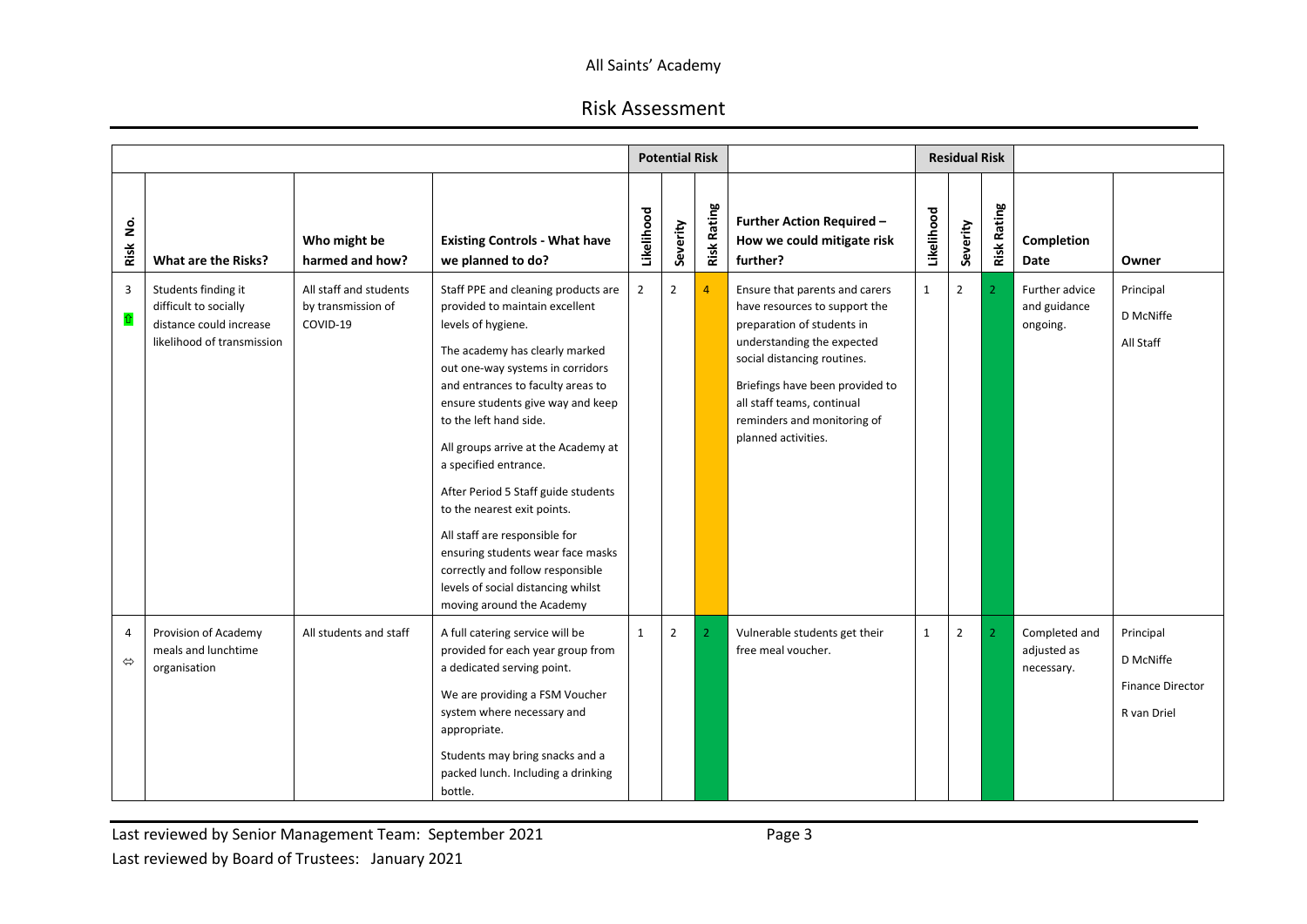All Saints' Academy

# Risk Assessment

| | | | | Potential Risk | | | | Residual Risk | | | | |
|---|---|---|---|---|---|---|---|---|---|---|---|---|
| Risk No. | What are the Risks? | Who might be harmed and how? | Existing Controls - What have we planned to do? | Likelihood | Severity | Risk Rating | Further Action Required – How we could mitigate risk further? | Likelihood | Severity | Risk Rating | Completion Date | Owner |
| 3 ⇧ | Students finding it difficult to socially distance could increase likelihood of transmission | All staff and students by transmission of COVID-19 | Staff PPE and cleaning products are provided to maintain excellent levels of hygiene.<br><br>The academy has clearly marked out one-way systems in corridors and entrances to faculty areas to ensure students give way and keep to the left hand side.<br><br>All groups arrive at the Academy at a specified entrance.<br><br>After Period 5 Staff guide students to the nearest exit points.<br><br>All staff are responsible for ensuring students wear face masks correctly and follow responsible levels of social distancing whilst moving around the Academy | 2 | 2 | 4 | Ensure that parents and carers have resources to support the preparation of students in understanding the expected social distancing routines.<br><br>Briefings have been provided to all staff teams, continual reminders and monitoring of planned activities. | 1 | 2 | 2 | Further advice and guidance ongoing. | Principal<br>D McNiffe<br>All Staff |
| 4 ⇔ | Provision of Academy meals and lunchtime organisation | All students and staff | A full catering service will be provided for each year group from a dedicated serving point.<br><br>We are providing a FSM Voucher system where necessary and appropriate.<br><br>Students may bring snacks and a packed lunch. Including a drinking bottle. | 1 | 2 | 2 | Vulnerable students get their free meal voucher. | 1 | 2 | 2 | Completed and adjusted as necessary. | Principal<br>D McNiffe<br>Finance Director<br>R van Driel |

Last reviewed by Senior Management Team: September 2021

Last reviewed by Board of Trustees: January 2021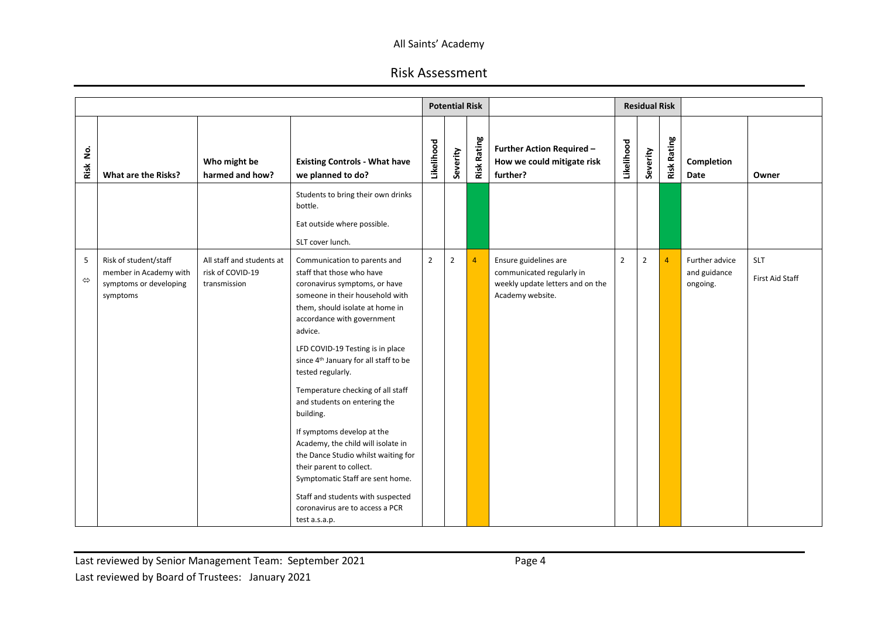All Saints' Academy

## Risk Assessment

| Risk No. | What are the Risks? | Who might be harmed and how? | Existing Controls - What have we planned to do? | Potential Risk: Likelihood | Potential Risk: Severity | Potential Risk: Risk Rating | Further Action Required – How we could mitigate risk further? | Residual Risk: Likelihood | Residual Risk: Severity | Residual Risk: Risk Rating | Completion Date | Owner |
|---|---|---|---|---|---|---|---|---|---|---|---|---|
| | | | Students to bring their own drinks bottle.<br><br>Eat outside where possible.<br><br>SLT cover lunch. | | | | | | | | | |
| 5 ⇔ | Risk of student/staff member in Academy with symptoms or developing symptoms | All staff and students at risk of COVID-19 transmission | Communication to parents and staff that those who have coronavirus symptoms, or have someone in their household with them, should isolate at home in accordance with government advice.<br><br>LFD COVID-19 Testing is in place since 4th January for all staff to be tested regularly.<br><br>Temperature checking of all staff and students on entering the building.<br><br>If symptoms develop at the Academy, the child will isolate in the Dance Studio whilst waiting for their parent to collect. Symptomatic Staff are sent home.<br><br>Staff and students with suspected coronavirus are to access a PCR test a.s.a.p. | 2 | 2 | 4 | Ensure guidelines are communicated regularly in weekly update letters and on the Academy website. | 2 | 2 | 4 | Further advice and guidance ongoing. | SLT<br><br>First Aid Staff |

Last reviewed by Senior Management Team: September 2021

Last reviewed by Board of Trustees: January 2021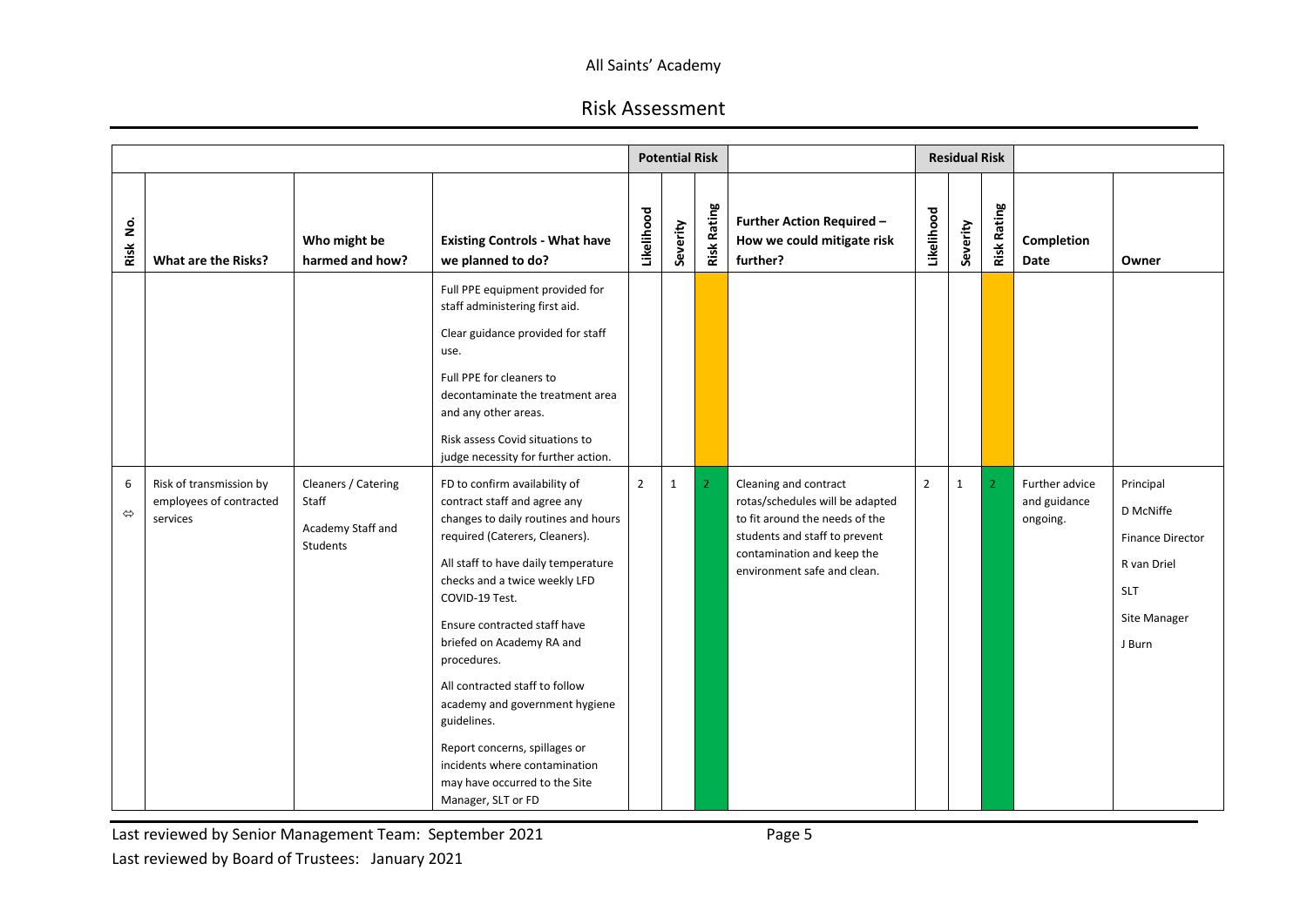All Saints' Academy

Risk Assessment

| | | | | Potential Risk | | | | Residual Risk | | | | |
|---|---|---|---|---|---|---|---|---|---|---|---|---|
| Risk No. | What are the Risks? | Who might be harmed and how? | Existing Controls - What have we planned to do? | Likelihood | Severity | Risk Rating | Further Action Required – How we could mitigate risk further? | Likelihood | Severity | Risk Rating | Completion Date | Owner |
| | | | Full PPE equipment provided for staff administering first aid.<br><br>Clear guidance provided for staff use.<br><br>Full PPE for cleaners to decontaminate the treatment area and any other areas.<br><br>Risk assess Covid situations to judge necessity for further action. | | | | | | | | | |
| 6 ⇔ | Risk of transmission by employees of contracted services | Cleaners / Catering Staff<br><br>Academy Staff and Students | FD to confirm availability of contract staff and agree any changes to daily routines and hours required (Caterers, Cleaners).<br><br>All staff to have daily temperature checks and a twice weekly LFD COVID-19 Test.<br><br>Ensure contracted staff have briefed on Academy RA and procedures.<br><br>All contracted staff to follow academy and government hygiene guidelines.<br><br>Report concerns, spillages or incidents where contamination may have occurred to the Site Manager, SLT or FD | 2 | 1 | 2 | Cleaning and contract rotas/schedules will be adapted to fit around the needs of the students and staff to prevent contamination and keep the environment safe and clean. | 2 | 1 | 2 | Further advice and guidance ongoing. | Principal<br><br>D McNiffe<br><br>Finance Director<br><br>R van Driel<br><br>SLT<br><br>Site Manager<br><br>J Burn |

Last reviewed by Senior Management Team: September 2021

Last reviewed by Board of Trustees: January 2021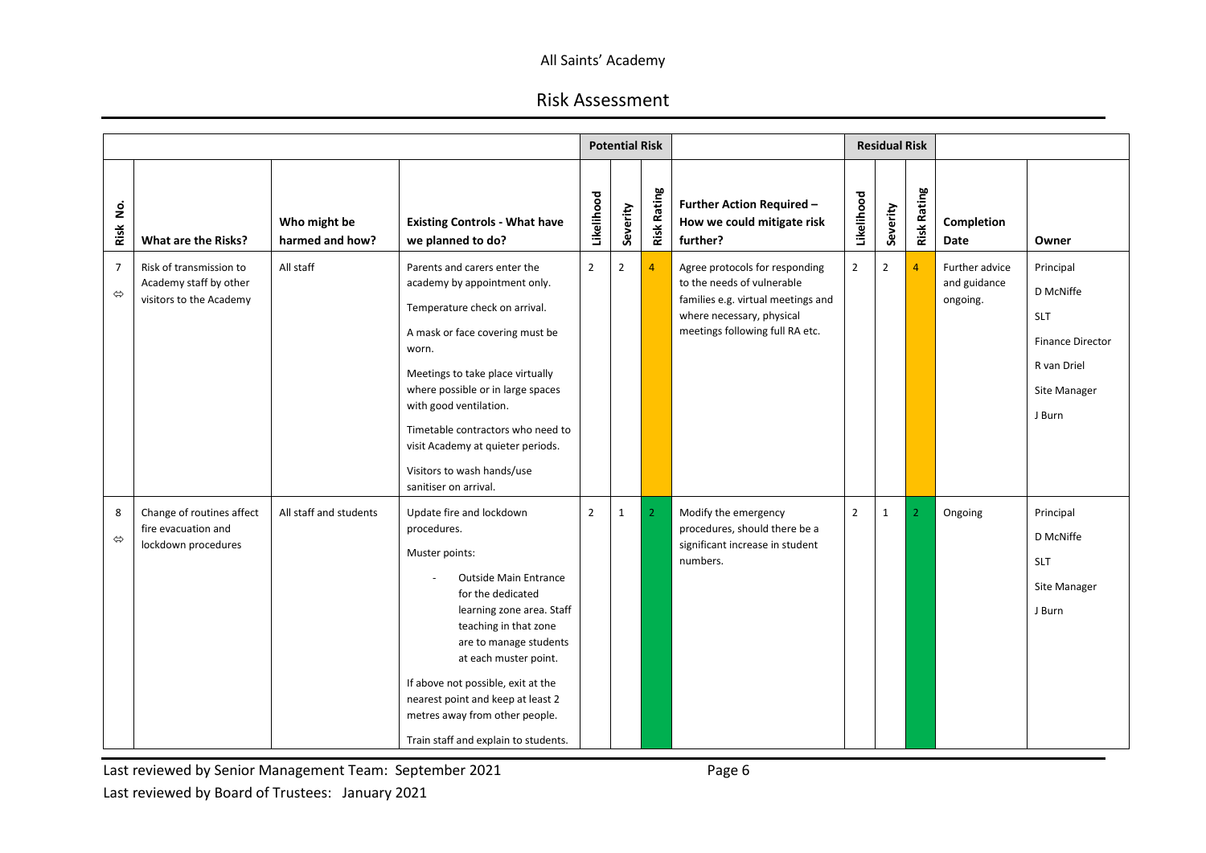All Saints' Academy

Risk Assessment

| | | | | Potential Risk | | | | Residual Risk | | | | |
|---|---|---|---|---|---|---|---|---|---|---|---|---|
| Risk No. | What are the Risks? | Who might be harmed and how? | Existing Controls - What have we planned to do? | Likelihood | Severity | Risk Rating | Further Action Required – How we could mitigate risk further? | Likelihood | Severity | Risk Rating | Completion Date | Owner |
| 7 ⇔ | Risk of transmission to Academy staff by other visitors to the Academy | All staff | Parents and carers enter the academy by appointment only.<br><br>Temperature check on arrival.<br><br>A mask or face covering must be worn.<br><br>Meetings to take place virtually where possible or in large spaces with good ventilation.<br><br>Timetable contractors who need to visit Academy at quieter periods.<br><br>Visitors to wash hands/use sanitiser on arrival. | 2 | 2 | 4 | Agree protocols for responding to the needs of vulnerable families e.g. virtual meetings and where necessary, physical meetings following full RA etc. | 2 | 2 | 4 | Further advice and guidance ongoing. | Principal<br>D McNiffe<br>SLT<br>Finance Director<br>R van Driel<br>Site Manager<br>J Burn |
| 8 ⇔ | Change of routines affect fire evacuation and lockdown procedures | All staff and students | Update fire and lockdown procedures.<br><br>Muster points:<br>- Outside Main Entrance for the dedicated learning zone area. Staff teaching in that zone are to manage students at each muster point.<br><br>If above not possible, exit at the nearest point and keep at least 2 metres away from other people.<br><br>Train staff and explain to students. | 2 | 1 | 2 | Modify the emergency procedures, should there be a significant increase in student numbers. | 2 | 1 | 2 | Ongoing | Principal<br>D McNiffe<br>SLT<br>Site Manager<br>J Burn |

Last reviewed by Senior Management Team: September 2021

Last reviewed by Board of Trustees: January 2021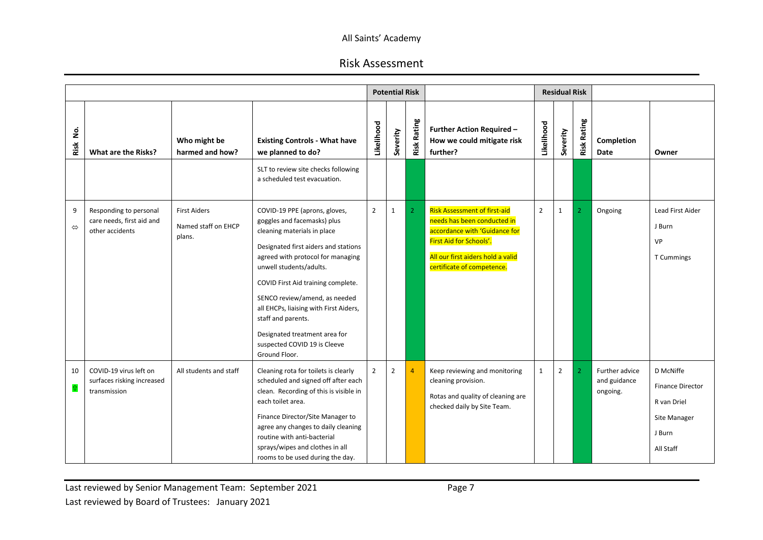All Saints' Academy

Risk Assessment

| | | | | Potential Risk | | | | Residual Risk | | | | |
|---|---|---|---|---|---|---|---|---|---|---|---|---|
| Risk No. | What are the Risks? | Who might be harmed and how? | Existing Controls - What have we planned to do? | Likelihood | Severity | Risk Rating | Further Action Required – How we could mitigate risk further? | Likelihood | Severity | Risk Rating | Completion Date | Owner |
| | | | SLT to review site checks following a scheduled test evacuation. | | | | | | | | | |
| 9 ⇔ | Responding to personal care needs, first aid and other accidents | First Aiders<br>Named staff on EHCP plans. | COVID-19 PPE (aprons, gloves, goggles and facemasks) plus cleaning materials in place<br>Designated first aiders and stations agreed with protocol for managing unwell students/adults.<br>COVID First Aid training complete.<br>SENCO review/amend, as needed all EHCPs, liaising with First Aiders, staff and parents.<br>Designated treatment area for suspected COVID 19 is Cleeve Ground Floor. | 2 | 1 | 2 | Risk Assessment of first-aid needs has been conducted in accordance with 'Guidance for First Aid for Schools'.<br>All our first aiders hold a valid certificate of competence. | 2 | 1 | 2 | Ongoing | Lead First Aider<br>J Burn<br>VP<br>T Cummings |
| 10 ⇧ | COVID-19 virus left on surfaces risking increased transmission | All students and staff | Cleaning rota for toilets is clearly scheduled and signed off after each clean. Recording of this is visible in each toilet area.<br>Finance Director/Site Manager to agree any changes to daily cleaning routine with anti-bacterial sprays/wipes and clothes in all rooms to be used during the day. | 2 | 2 | 4 | Keep reviewing and monitoring cleaning provision.<br>Rotas and quality of cleaning are checked daily by Site Team. | 1 | 2 | 2 | Further advice and guidance ongoing. | D McNiffe<br>Finance Director<br>R van Driel<br>Site Manager<br>J Burn<br>All Staff |

Last reviewed by Senior Management Team: September 2021

Last reviewed by Board of Trustees: January 2021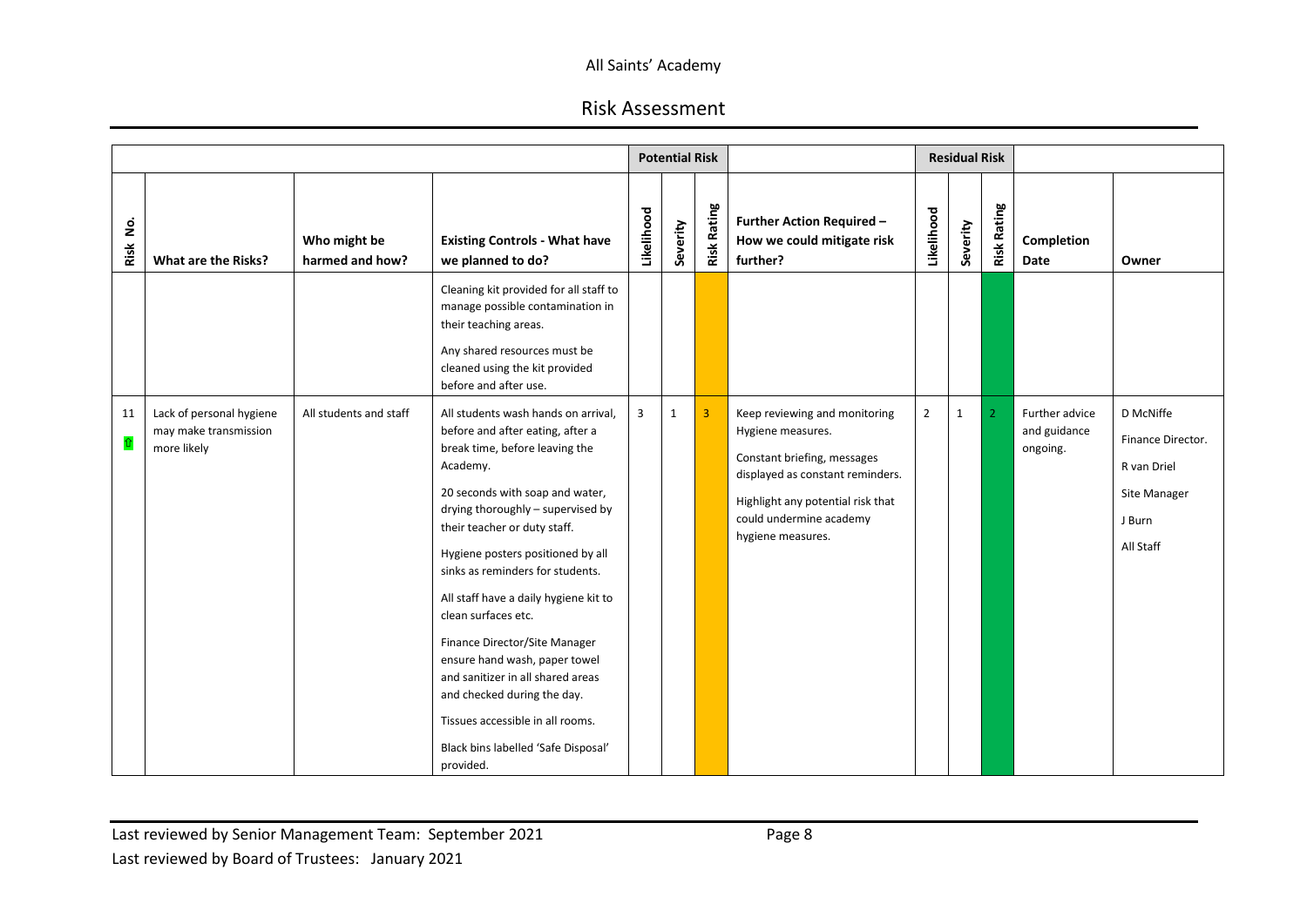| | | | | Potential Risk | | | | Residual Risk | | | | |
|---|---|---|---|---|---|---|---|---|---|---|---|---|
| Risk No. | What are the Risks? | Who might be harmed and how? | Existing Controls - What have we planned to do? | Likelihood | Severity | Risk Rating | Further Action Required – How we could mitigate risk further? | Likelihood | Severity | Risk Rating | Completion Date | Owner |
| | | | Cleaning kit provided for all staff to manage possible contamination in their teaching areas.<br><br>Any shared resources must be cleaned using the kit provided before and after use. | | | | | | | | | |
| 11 ⇧ | Lack of personal hygiene may make transmission more likely | All students and staff | All students wash hands on arrival, before and after eating, after a break time, before leaving the Academy.<br><br>20 seconds with soap and water, drying thoroughly – supervised by their teacher or duty staff.<br><br>Hygiene posters positioned by all sinks as reminders for students.<br><br>All staff have a daily hygiene kit to clean surfaces etc.<br><br>Finance Director/Site Manager ensure hand wash, paper towel and sanitizer in all shared areas and checked during the day.<br><br>Tissues accessible in all rooms.<br><br>Black bins labelled 'Safe Disposal' provided. | 3 | 1 | 3 | Keep reviewing and monitoring Hygiene measures.<br><br>Constant briefing, messages displayed as constant reminders.<br><br>Highlight any potential risk that could undermine academy hygiene measures. | 2 | 1 | 2 | Further advice and guidance ongoing. | D McNiffe<br><br>Finance Director.<br><br>R van Driel<br><br>Site Manager<br><br>J Burn<br><br>All Staff |

Last reviewed by Senior Management Team: September 2021

Last reviewed by Board of Trustees: January 2021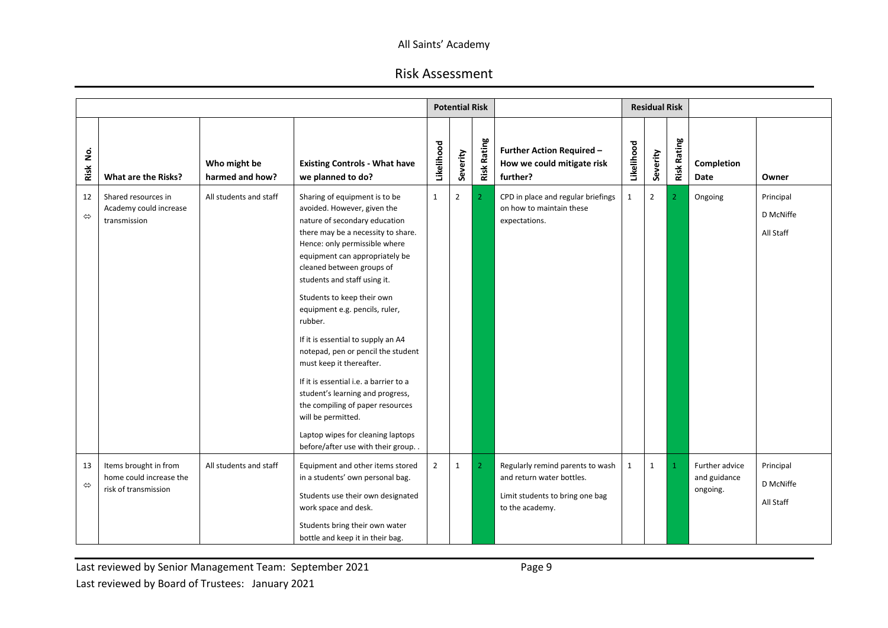| | | | | Potential Risk | | | | Residual Risk | | | | |
|---|---|---|---|---|---|---|---|---|---|---|---|---|
| Risk No. | What are the Risks? | Who might be harmed and how? | Existing Controls - What have we planned to do? | Likelihood | Severity | Risk Rating | Further Action Required – How we could mitigate risk further? | Likelihood | Severity | Risk Rating | Completion Date | Owner |
| 12 ⇔ | Shared resources in Academy could increase transmission | All students and staff | Sharing of equipment is to be avoided. However, given the nature of secondary education there may be a necessity to share. Hence: only permissible where equipment can appropriately be cleaned between groups of students and staff using it.<br><br>Students to keep their own equipment e.g. pencils, ruler, rubber.<br><br>If it is essential to supply an A4 notepad, pen or pencil the student must keep it thereafter.<br><br>If it is essential i.e. a barrier to a student's learning and progress, the compiling of paper resources will be permitted.<br><br>Laptop wipes for cleaning laptops before/after use with their group. . | 1 | 2 | 2 | CPD in place and regular briefings on how to maintain these expectations. | 1 | 2 | 2 | Ongoing | Principal<br>D McNiffe<br>All Staff |
| 13 ⇔ | Items brought in from home could increase the risk of transmission | All students and staff | Equipment and other items stored in a students' own personal bag.<br><br>Students use their own designated work space and desk.<br><br>Students bring their own water bottle and keep it in their bag. | 2 | 1 | 2 | Regularly remind parents to wash and return water bottles.<br><br>Limit students to bring one bag to the academy. | 1 | 1 | 1 | Further advice and guidance ongoing. | Principal<br>D McNiffe<br>All Staff |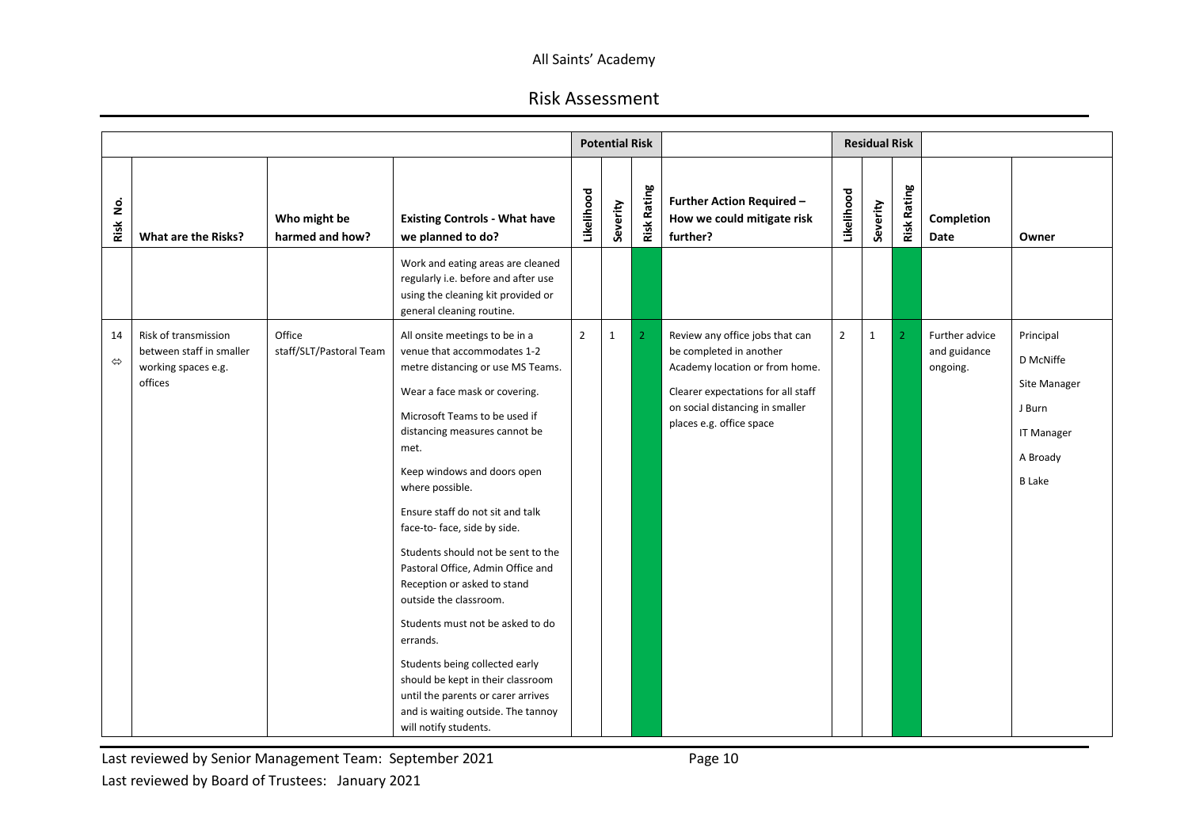| | | | | Potential Risk | | | | Residual Risk | | | | |
|---|---|---|---|---|---|---|---|---|---|---|---|---|
| Risk No. | What are the Risks? | Who might be harmed and how? | Existing Controls - What have we planned to do? | Likelihood | Severity | Risk Rating | Further Action Required – How we could mitigate risk further? | Likelihood | Severity | Risk Rating | Completion Date | Owner |
| | | | Work and eating areas are cleaned regularly i.e. before and after use using the cleaning kit provided or general cleaning routine. | | | | | | | | | |
| 14 ⇔ | Risk of transmission between staff in smaller working spaces e.g. offices | Office staff/SLT/Pastoral Team | All onsite meetings to be in a venue that accommodates 1-2 metre distancing or use MS Teams.<br><br>Wear a face mask or covering.<br><br>Microsoft Teams to be used if distancing measures cannot be met.<br><br>Keep windows and doors open where possible.<br><br>Ensure staff do not sit and talk face-to- face, side by side.<br><br>Students should not be sent to the Pastoral Office, Admin Office and Reception or asked to stand outside the classroom.<br><br>Students must not be asked to do errands.<br><br>Students being collected early should be kept in their classroom until the parents or carer arrives and is waiting outside. The tannoy will notify students. | 2 | 1 | 2 | Review any office jobs that can be completed in another Academy location or from home.<br><br>Clearer expectations for all staff on social distancing in smaller places e.g. office space | 2 | 1 | 2 | Further advice and guidance ongoing. | Principal<br>D McNiffe<br>Site Manager<br>J Burn<br>IT Manager<br>A Broady<br>B Lake |

Last reviewed by Senior Management Team: September 2021

Last reviewed by Board of Trustees: January 2021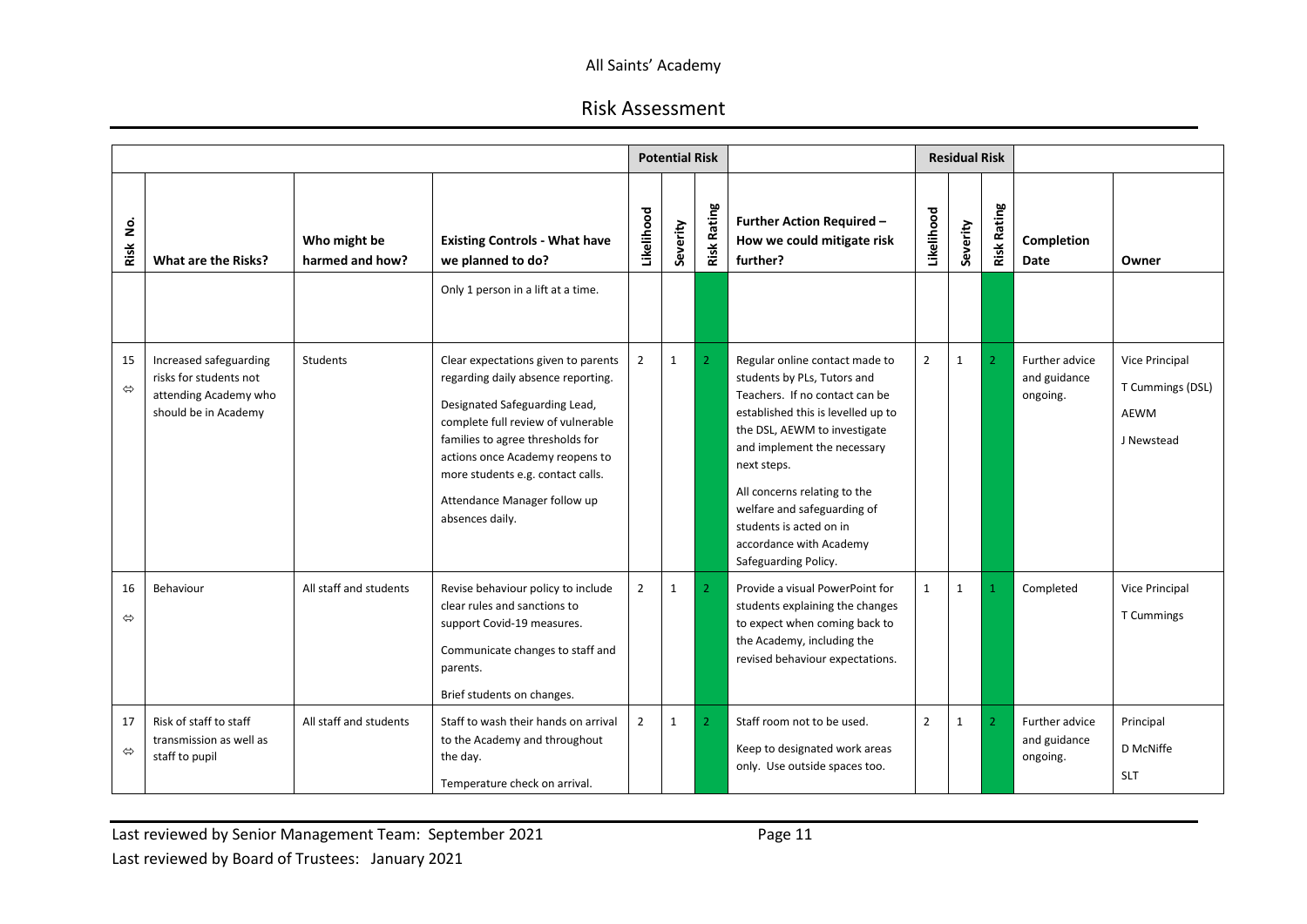| | | | | Potential Risk | | | | Residual Risk | | | | |
|---|---|---|---|---|---|---|---|---|---|---|---|---|
| Risk No. | What are the Risks? | Who might be harmed and how? | Existing Controls - What have we planned to do? | Likelihood | Severity | Risk Rating | Further Action Required – How we could mitigate risk further? | Likelihood | Severity | Risk Rating | Completion Date | Owner |
| | | | Only 1 person in a lift at a time. | | | | | | | | | |
| 15 ⇔ | Increased safeguarding risks for students not attending Academy who should be in Academy | Students | Clear expectations given to parents regarding daily absence reporting.<br><br>Designated Safeguarding Lead, complete full review of vulnerable families to agree thresholds for actions once Academy reopens to more students e.g. contact calls.<br><br>Attendance Manager follow up absences daily. | 2 | 1 | 2 | Regular online contact made to students by PLs, Tutors and Teachers. If no contact can be established this is levelled up to the DSL, AEWM to investigate and implement the necessary next steps.<br><br>All concerns relating to the welfare and safeguarding of students is acted on in accordance with Academy Safeguarding Policy. | 2 | 1 | 2 | Further advice and guidance ongoing. | Vice Principal<br>T Cummings (DSL)<br>AEWM<br>J Newstead |
| 16 ⇔ | Behaviour | All staff and students | Revise behaviour policy to include clear rules and sanctions to support Covid-19 measures.<br><br>Communicate changes to staff and parents.<br><br>Brief students on changes. | 2 | 1 | 2 | Provide a visual PowerPoint for students explaining the changes to expect when coming back to the Academy, including the revised behaviour expectations. | 1 | 1 | 1 | Completed | Vice Principal<br>T Cummings |
| 17 ⇔ | Risk of staff to staff transmission as well as staff to pupil | All staff and students | Staff to wash their hands on arrival to the Academy and throughout the day.<br><br>Temperature check on arrival. | 2 | 1 | 2 | Staff room not to be used.<br><br>Keep to designated work areas only. Use outside spaces too. | 2 | 1 | 2 | Further advice and guidance ongoing. | Principal<br>D McNiffe<br>SLT |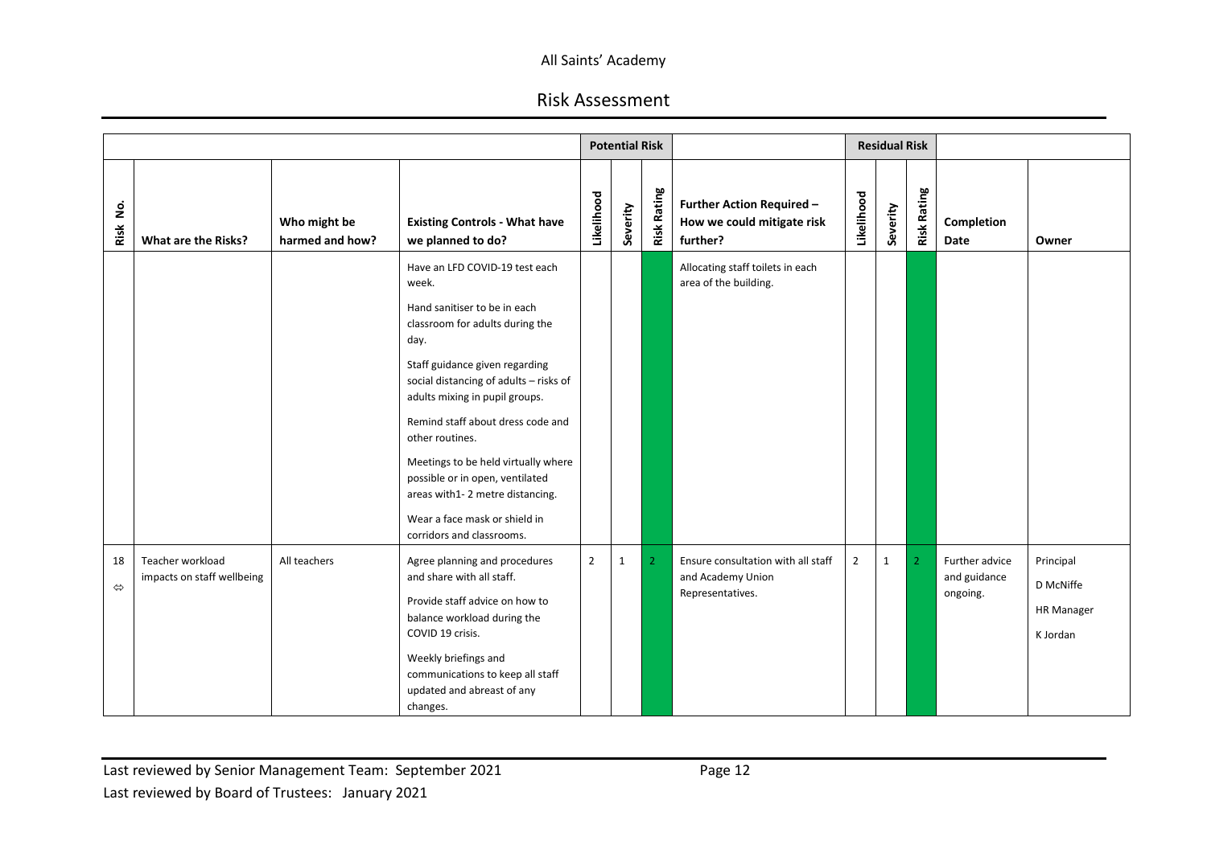All Saints' Academy

# Risk Assessment

| | | | | Potential Risk | | | | Residual Risk | | | | |
|---|---|---|---|---|---|---|---|---|---|---|---|---|
| Risk No. | What are the Risks? | Who might be harmed and how? | Existing Controls - What have we planned to do? | Likelihood | Severity | Risk Rating | Further Action Required – How we could mitigate risk further? | Likelihood | Severity | Risk Rating | Completion Date | Owner |
| | | | Have an LFD COVID-19 test each week.<br><br>Hand sanitiser to be in each classroom for adults during the day.<br><br>Staff guidance given regarding social distancing of adults – risks of adults mixing in pupil groups.<br><br>Remind staff about dress code and other routines.<br><br>Meetings to be held virtually where possible or in open, ventilated areas with1- 2 metre distancing.<br><br>Wear a face mask or shield in corridors and classrooms. | | | | Allocating staff toilets in each area of the building. | | | | | |
| 18<br>⬄ | Teacher workload impacts on staff wellbeing | All teachers | Agree planning and procedures and share with all staff.<br><br>Provide staff advice on how to balance workload during the COVID 19 crisis.<br><br>Weekly briefings and communications to keep all staff updated and abreast of any changes. | 2 | 1 | 2 | Ensure consultation with all staff and Academy Union Representatives. | 2 | 1 | 2 | Further advice and guidance ongoing. | Principal<br>D McNiffe<br><br>HR Manager<br>K Jordan |

Last reviewed by Senior Management Team: September 2021

Last reviewed by Board of Trustees: January 2021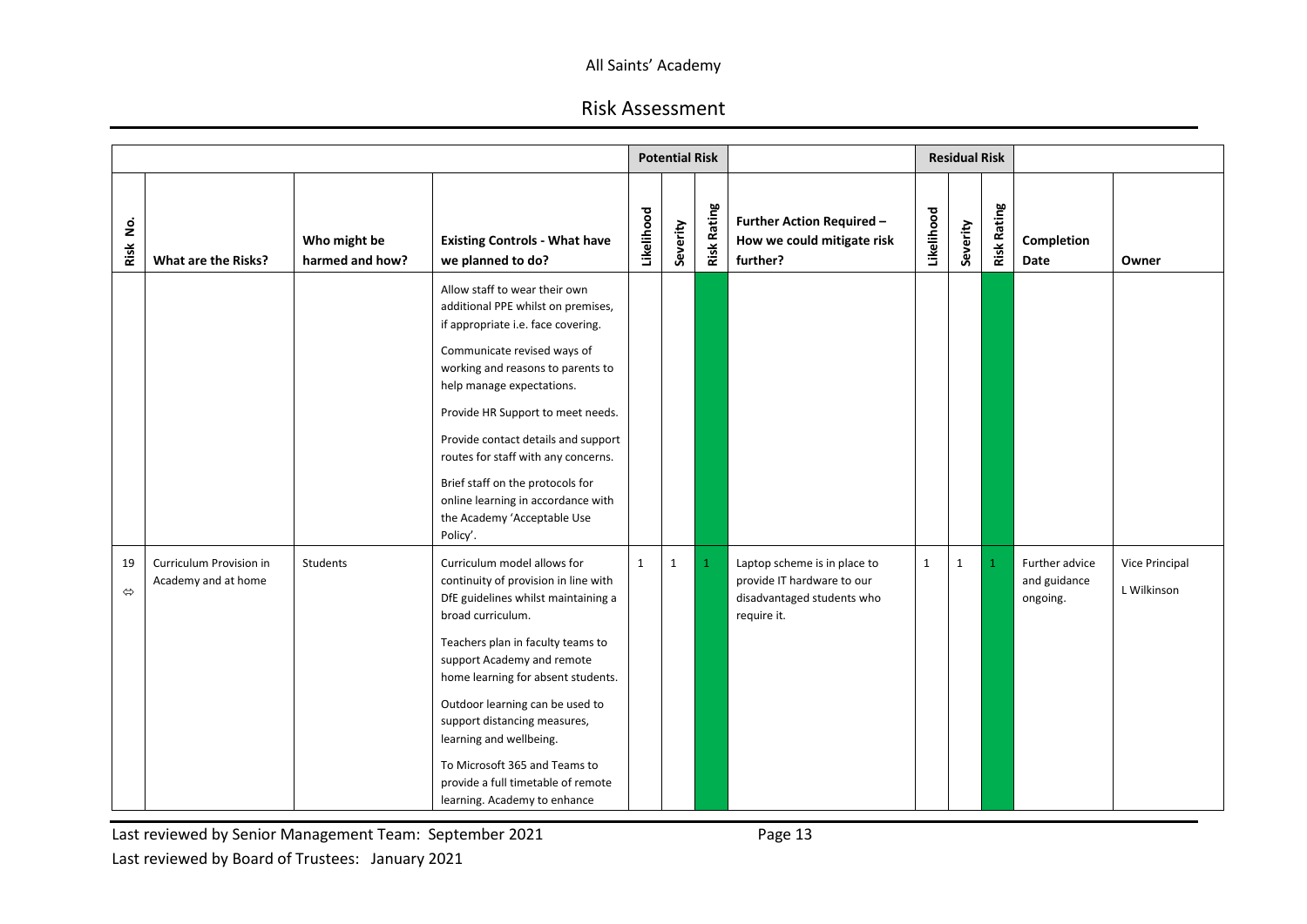All Saints' Academy

## Risk Assessment

| | | | | Potential Risk | | | | Residual Risk | | | | |
|---|---|---|---|---|---|---|---|---|---|---|---|---|
| **Risk No.** | **What are the Risks?** | **Who might be harmed and how?** | **Existing Controls - What have we planned to do?** | **Likelihood** | **Severity** | **Risk Rating** | **Further Action Required – How we could mitigate risk further?** | **Likelihood** | **Severity** | **Risk Rating** | **Completion Date** | **Owner** |
| | | | Allow staff to wear their own additional PPE whilst on premises, if appropriate i.e. face covering.<br><br>Communicate revised ways of working and reasons to parents to help manage expectations.<br><br>Provide HR Support to meet needs.<br><br>Provide contact details and support routes for staff with any concerns.<br><br>Brief staff on the protocols for online learning in accordance with the Academy 'Acceptable Use Policy'. | | | | | | | | | |
| 19 ⇔ | Curriculum Provision in Academy and at home | Students | Curriculum model allows for continuity of provision in line with DfE guidelines whilst maintaining a broad curriculum.<br><br>Teachers plan in faculty teams to support Academy and remote home learning for absent students.<br><br>Outdoor learning can be used to support distancing measures, learning and wellbeing.<br><br>To Microsoft 365 and Teams to provide a full timetable of remote learning. Academy to enhance | 1 | 1 | 1 | Laptop scheme is in place to provide IT hardware to our disadvantaged students who require it. | 1 | 1 | 1 | Further advice and guidance ongoing. | Vice Principal<br><br>L Wilkinson |

Last reviewed by Senior Management Team: September 2021

Last reviewed by Board of Trustees: January 2021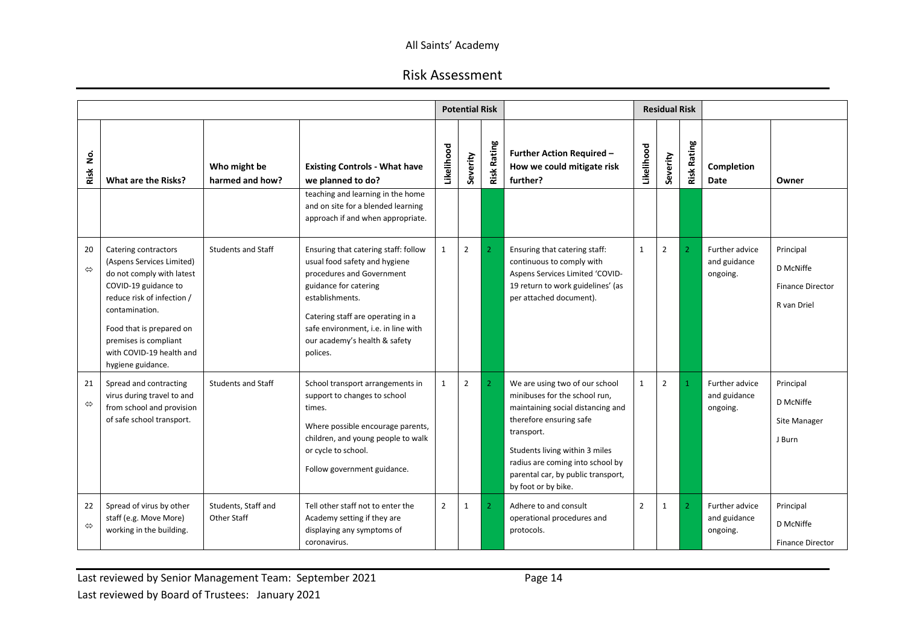All Saints' Academy

Risk Assessment

| | | | | Potential Risk | | | | Residual Risk | | | | |
|---|---|---|---|---|---|---|---|---|---|---|---|---|
| Risk No. | What are the Risks? | Who might be harmed and how? | Existing Controls - What have we planned to do? | Likelihood | Severity | Risk Rating | Further Action Required – How we could mitigate risk further? | Likelihood | Severity | Risk Rating | Completion Date | Owner |
| | | | teaching and learning in the home and on site for a blended learning approach if and when appropriate. | | | | | | | | | |
| 20 ⇔ | Catering contractors (Aspens Services Limited) do not comply with latest COVID-19 guidance to reduce risk of infection / contamination. Food that is prepared on premises is compliant with COVID-19 health and hygiene guidance. | Students and Staff | Ensuring that catering staff: follow usual food safety and hygiene procedures and Government guidance for catering establishments. Catering staff are operating in a safe environment, i.e. in line with our academy's health & safety polices. | 1 | 2 | 2 | Ensuring that catering staff: continuous to comply with Aspens Services Limited 'COVID-19 return to work guidelines' (as per attached document). | 1 | 2 | 2 | Further advice and guidance ongoing. | Principal D McNiffe Finance Director R van Driel |
| 21 ⇔ | Spread and contracting virus during travel to and from school and provision of safe school transport. | Students and Staff | School transport arrangements in support to changes to school times. Where possible encourage parents, children, and young people to walk or cycle to school. Follow government guidance. | 1 | 2 | 2 | We are using two of our school minibuses for the school run, maintaining social distancing and therefore ensuring safe transport. Students living within 3 miles radius are coming into school by parental car, by public transport, by foot or by bike. | 1 | 2 | 1 | Further advice and guidance ongoing. | Principal D McNiffe Site Manager J Burn |
| 22 ⇔ | Spread of virus by other staff (e.g. Move More) working in the building. | Students, Staff and Other Staff | Tell other staff not to enter the Academy setting if they are displaying any symptoms of coronavirus. | 2 | 1 | 2 | Adhere to and consult operational procedures and protocols. | 2 | 1 | 2 | Further advice and guidance ongoing. | Principal D McNiffe Finance Director |

Last reviewed by Senior Management Team: September 2021

Last reviewed by Board of Trustees: January 2021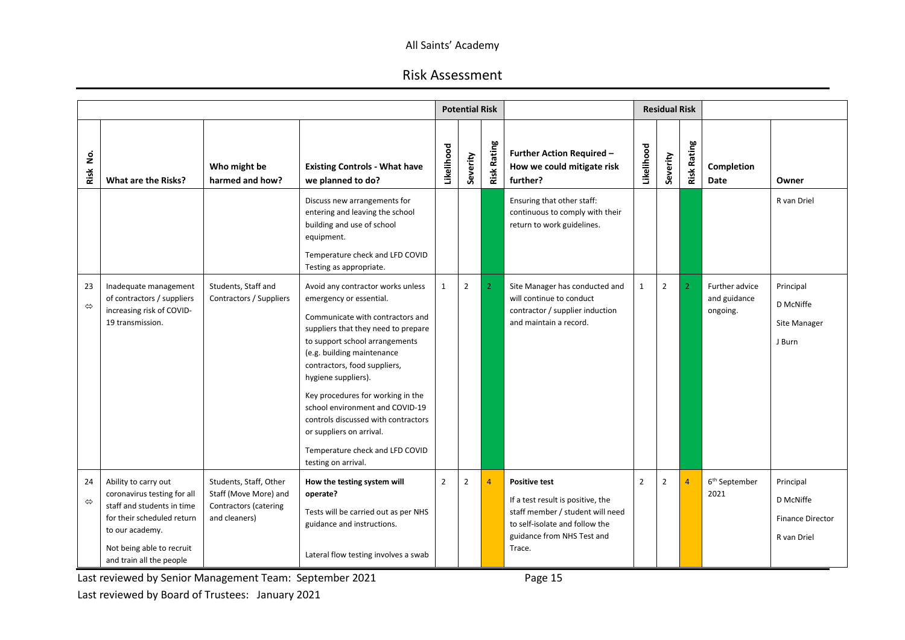| | | | | Potential Risk | | | | Residual Risk | | | | |
|---|---|---|---|---|---|---|---|---|---|---|---|---|
| Risk No. | What are the Risks? | Who might be harmed and how? | Existing Controls - What have we planned to do? | Likelihood | Severity | Risk Rating | Further Action Required – How we could mitigate risk further? | Likelihood | Severity | Risk Rating | Completion Date | Owner |
| | | | Discuss new arrangements for entering and leaving the school building and use of school equipment.<br><br>Temperature check and LFD COVID Testing as appropriate. | | | | Ensuring that other staff: continuous to comply with their return to work guidelines. | | | | | R van Driel |
| 23 ⇔ | Inadequate management of contractors / suppliers increasing risk of COVID-19 transmission. | Students, Staff and Contractors / Suppliers | Avoid any contractor works unless emergency or essential.<br><br>Communicate with contractors and suppliers that they need to prepare to support school arrangements (e.g. building maintenance contractors, food suppliers, hygiene suppliers).<br><br>Key procedures for working in the school environment and COVID-19 controls discussed with contractors or suppliers on arrival.<br><br>Temperature check and LFD COVID testing on arrival. | 1 | 2 | 2 | Site Manager has conducted and will continue to conduct contractor / supplier induction and maintain a record. | 1 | 2 | 2 | Further advice and guidance ongoing. | Principal<br><br>D McNiffe<br><br>Site Manager<br><br>J Burn |
| 24 ⇔ | Ability to carry out coronavirus testing for all staff and students in time for their scheduled return to our academy.<br><br>Not being able to recruit and train all the people | Students, Staff, Other Staff (Move More) and Contractors (catering and cleaners) | **How the testing system will operate?**<br><br>Tests will be carried out as per NHS guidance and instructions.<br><br>Lateral flow testing involves a swab | 2 | 2 | 4 | **Positive test**<br><br>If a test result is positive, the staff member / student will need to self-isolate and follow the guidance from NHS Test and Trace. | 2 | 2 | 4 | 6th September 2021 | Principal<br><br>D McNiffe<br><br>Finance Director<br><br>R van Driel |

Last reviewed by Senior Management Team: September 2021

Last reviewed by Board of Trustees: January 2021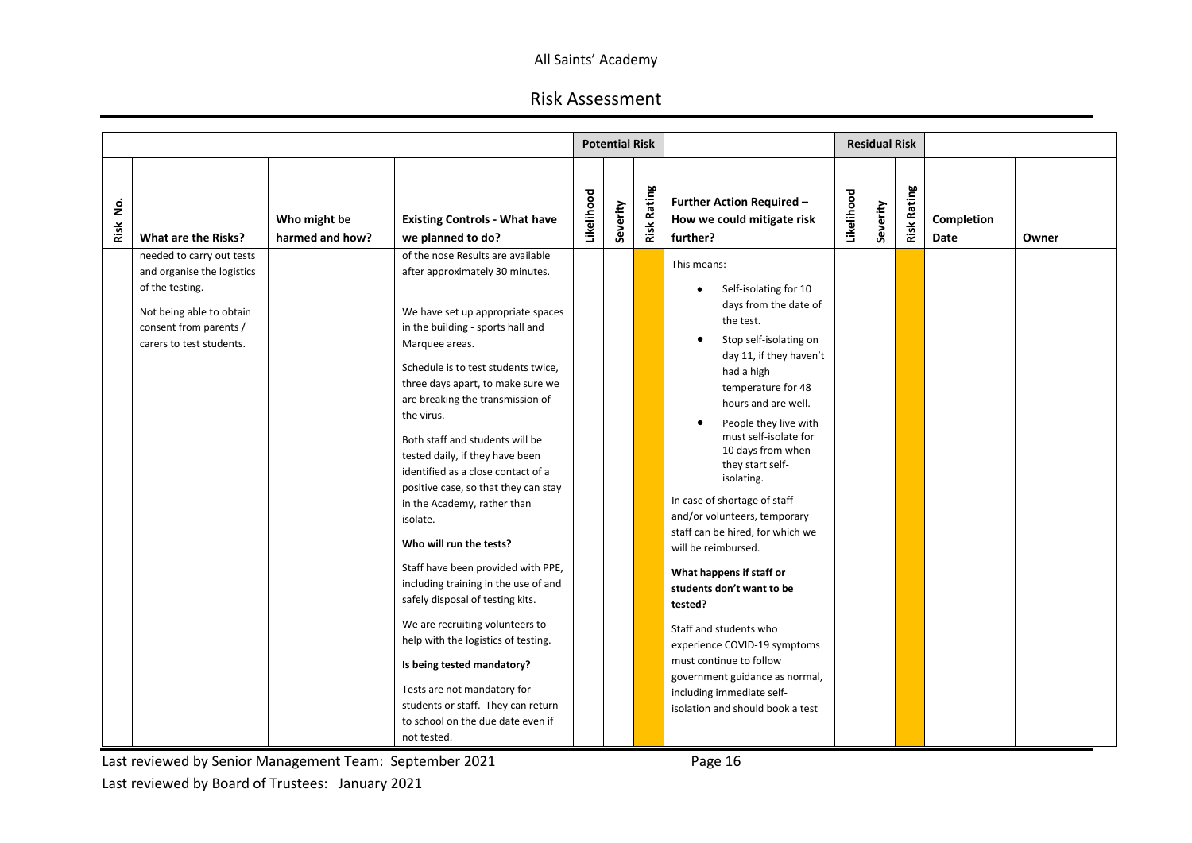| Risk No. | What are the Risks? | Who might be harmed and how? | Existing Controls - What have we planned to do? | Potential Risk: Likelihood | Potential Risk: Severity | Potential Risk: Risk Rating | Further Action Required – How we could mitigate risk further? | Residual Risk: Likelihood | Residual Risk: Severity | Residual Risk: Risk Rating | Completion Date | Owner |
|---|---|---|---|---|---|---|---|---|---|---|---|---|
| | needed to carry out tests and organise the logistics of the testing.<br><br>Not being able to obtain consent from parents / carers to test students. | | of the nose Results are available after approximately 30 minutes.<br><br>We have set up appropriate spaces in the building - sports hall and Marquee areas.<br><br>Schedule is to test students twice, three days apart, to make sure we are breaking the transmission of the virus.<br><br>Both staff and students will be tested daily, if they have been identified as a close contact of a positive case, so that they can stay in the Academy, rather than isolate.<br><br>**Who will run the tests?**<br><br>Staff have been provided with PPE, including training in the use of and safely disposal of testing kits.<br><br>We are recruiting volunteers to help with the logistics of testing.<br><br>**Is being tested mandatory?**<br><br>Tests are not mandatory for students or staff. They can return to school on the due date even if not tested. | | | | This means:<br>• Self-isolating for 10 days from the date of the test.<br>• Stop self-isolating on day 11, if they haven't had a high temperature for 48 hours and are well.<br>• People they live with must self-isolate for 10 days from when they start self-isolating.<br><br>In case of shortage of staff and/or volunteers, temporary staff can be hired, for which we will be reimbursed.<br><br>**What happens if staff or students don't want to be tested?**<br><br>Staff and students who experience COVID-19 symptoms must continue to follow government guidance as normal, including immediate self-isolation and should book a test | | | | | |

Last reviewed by Senior Management Team: September 2021

Last reviewed by Board of Trustees: January 2021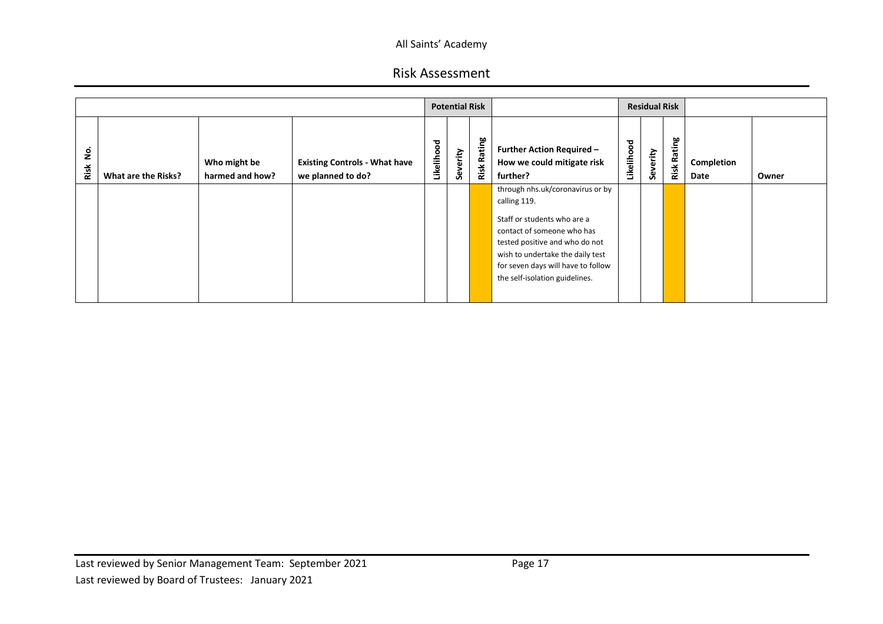|  |  |  |  | Potential Risk |  |  |  | Residual Risk |  |  |  |  |
|---|---|---|---|---|---|---|---|---|---|---|---|---|
| Risk No. | What are the Risks? | Who might be harmed and how? | Existing Controls - What have we planned to do? | Likelihood | Severity | Risk Rating | Further Action Required – How we could mitigate risk further? | Likelihood | Severity | Risk Rating | Completion Date | Owner |
|  |  |  |  |  |  |  | through nhs.uk/coronavirus or by calling 119.<br><br>Staff or students who are a contact of someone who has tested positive and who do not wish to undertake the daily test for seven days will have to follow the self-isolation guidelines. |  |  |  |  |  |

Last reviewed by Senior Management Team: September 2021

Last reviewed by Board of Trustees: January 2021